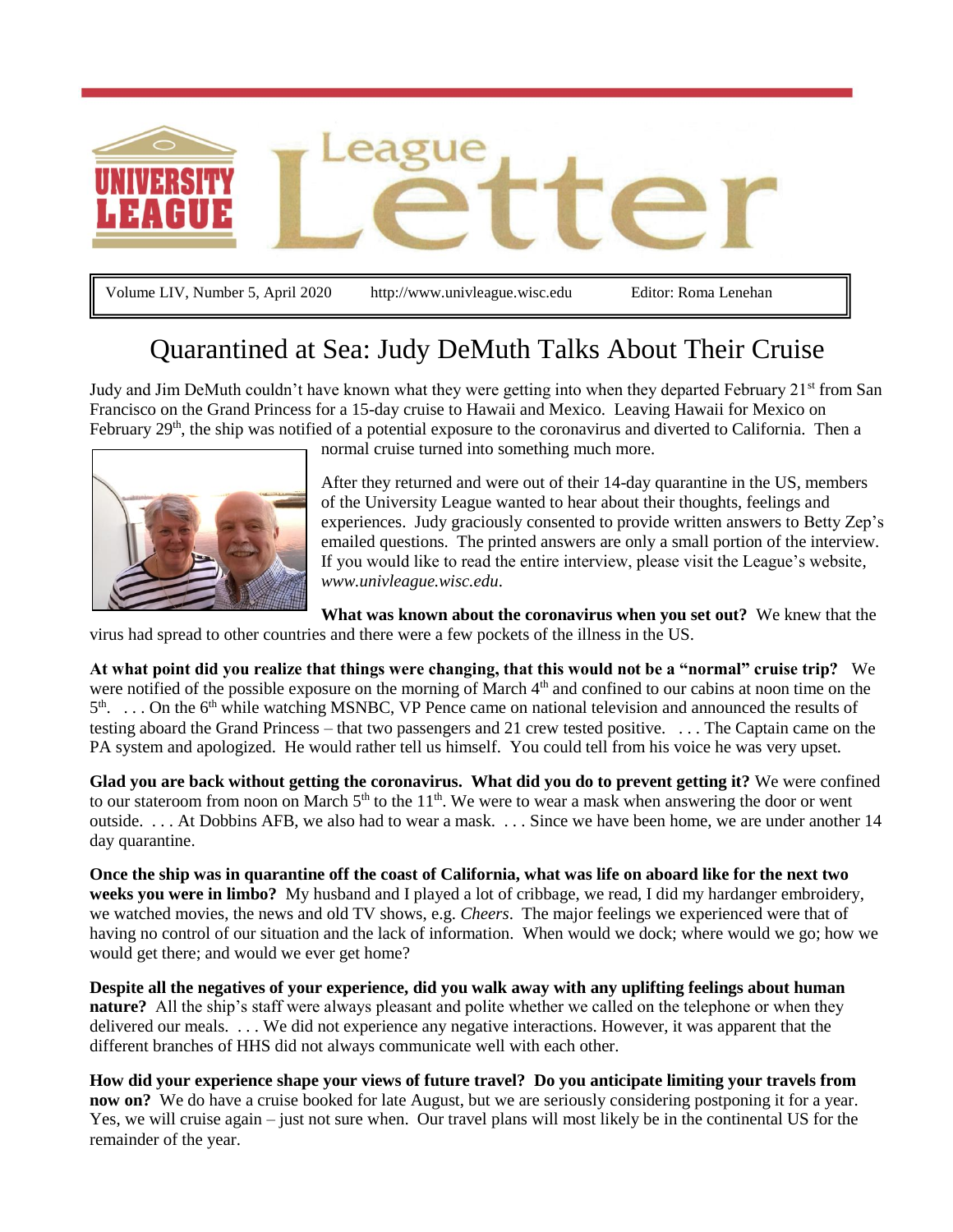# University League — League Letter

Volume LIV, Number 5, April 2020 | http://www.univleague.wisc.edu | Editor: Roma Lenehan

## Quarantined at Sea: Judy DeMuth Talks About Their Cruise

Judy and Jim DeMuth couldn't have known what they were getting into when they departed February 21st from San Francisco on the Grand Princess for a 15-day cruise to Hawaii and Mexico. Leaving Hawaii for Mexico on February 29th, the ship was notified of a potential exposure to the coronavirus and diverted to California. Then a normal cruise turned into something much more.

After they returned and were out of their 14-day quarantine in the US, members of the University League wanted to hear about their thoughts, feelings and experiences. Judy graciously consented to provide written answers to Betty Zep's emailed questions. The printed answers are only a small portion of the interview. If you would like to read the entire interview, please visit the League's website, *www.univleague.wisc.edu*.

**What was known about the coronavirus when you set out?** We knew that the virus had spread to other countries and there were a few pockets of the illness in the US.

**At what point did you realize that things were changing, that this would not be a "normal" cruise trip?** We were notified of the possible exposure on the morning of March 4th and confined to our cabins at noon time on the 5th. . . . On the 6th while watching MSNBC, VP Pence came on national television and announced the results of testing aboard the Grand Princess – that two passengers and 21 crew tested positive. . . . The Captain came on the PA system and apologized. He would rather tell us himself. You could tell from his voice he was very upset.

**Glad you are back without getting the coronavirus. What did you do to prevent getting it?** We were confined to our stateroom from noon on March 5th to the 11th. We were to wear a mask when answering the door or went outside. . . . At Dobbins AFB, we also had to wear a mask. . . . Since we have been home, we are under another 14 day quarantine.

**Once the ship was in quarantine off the coast of California, what was life on aboard like for the next two weeks you were in limbo?** My husband and I played a lot of cribbage, we read, I did my hardanger embroidery, we watched movies, the news and old TV shows, e.g. *Cheers*. The major feelings we experienced were that of having no control of our situation and the lack of information. When would we dock; where would we go; how we would get there; and would we ever get home?

**Despite all the negatives of your experience, did you walk away with any uplifting feelings about human nature?** All the ship's staff were always pleasant and polite whether we called on the telephone or when they delivered our meals. . . . We did not experience any negative interactions. However, it was apparent that the different branches of HHS did not always communicate well with each other.

**How did your experience shape your views of future travel? Do you anticipate limiting your travels from now on?** We do have a cruise booked for late August, but we are seriously considering postponing it for a year. Yes, we will cruise again – just not sure when. Our travel plans will most likely be in the continental US for the remainder of the year.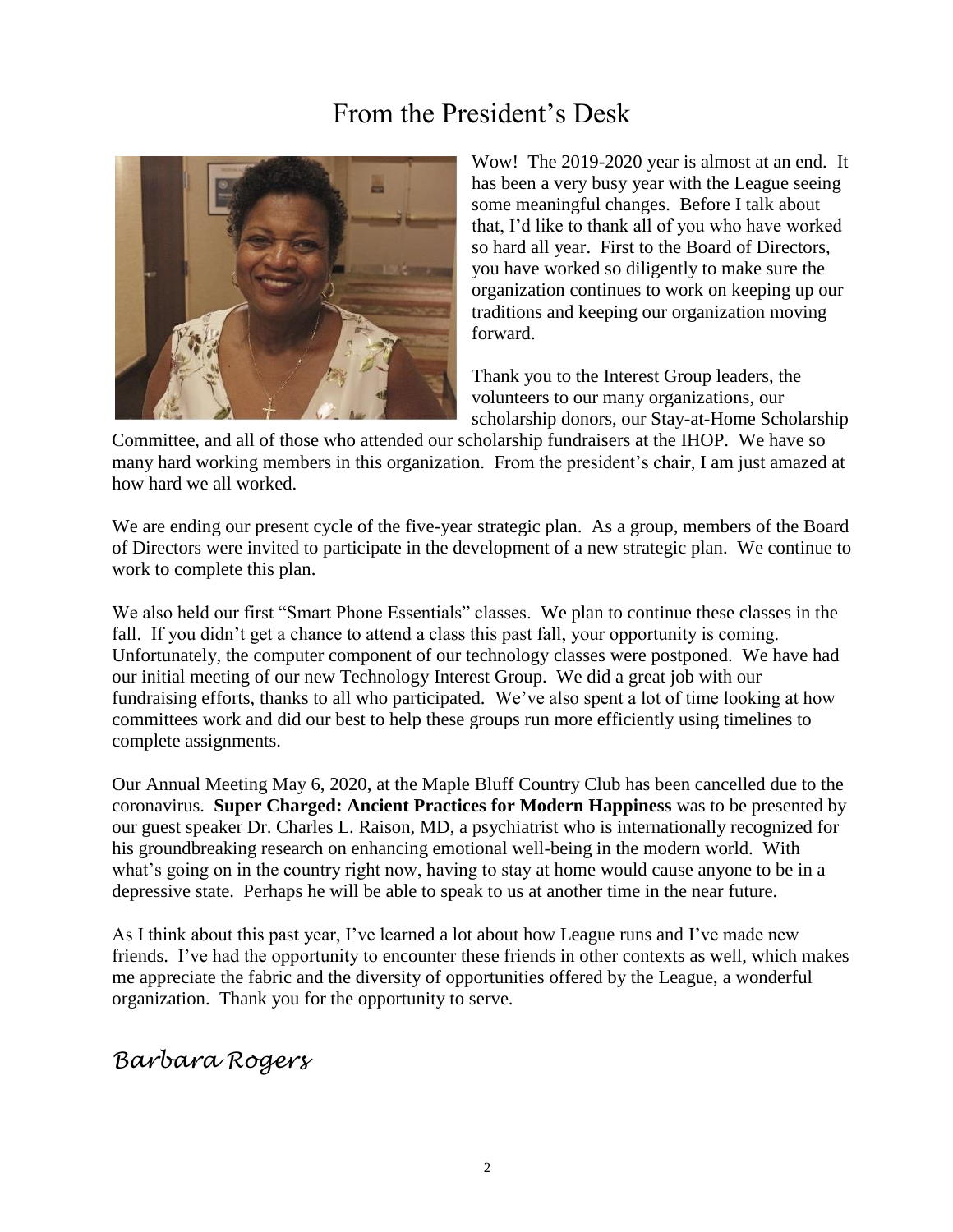# From the President's Desk

Wow! The 2019-2020 year is almost at an end. It has been a very busy year with the League seeing some meaningful changes. Before I talk about that, I'd like to thank all of you who have worked so hard all year. First to the Board of Directors, you have worked so diligently to make sure the organization continues to work on keeping up our traditions and keeping our organization moving forward.

Thank you to the Interest Group leaders, the volunteers to our many organizations, our scholarship donors, our Stay-at-Home Scholarship Committee, and all of those who attended our scholarship fundraisers at the IHOP. We have so many hard working members in this organization. From the president's chair, I am just amazed at how hard we all worked.

We are ending our present cycle of the five-year strategic plan. As a group, members of the Board of Directors were invited to participate in the development of a new strategic plan. We continue to work to complete this plan.

We also held our first "Smart Phone Essentials" classes. We plan to continue these classes in the fall. If you didn't get a chance to attend a class this past fall, your opportunity is coming. Unfortunately, the computer component of our technology classes were postponed. We have had our initial meeting of our new Technology Interest Group. We did a great job with our fundraising efforts, thanks to all who participated. We've also spent a lot of time looking at how committees work and did our best to help these groups run more efficiently using timelines to complete assignments.

Our Annual Meeting May 6, 2020, at the Maple Bluff Country Club has been cancelled due to the coronavirus. **Super Charged: Ancient Practices for Modern Happiness** was to be presented by our guest speaker Dr. Charles L. Raison, MD, a psychiatrist who is internationally recognized for his groundbreaking research on enhancing emotional well-being in the modern world. With what's going on in the country right now, having to stay at home would cause anyone to be in a depressive state. Perhaps he will be able to speak to us at another time in the near future.

As I think about this past year, I've learned a lot about how League runs and I've made new friends. I've had the opportunity to encounter these friends in other contexts as well, which makes me appreciate the fabric and the diversity of opportunities offered by the League, a wonderful organization. Thank you for the opportunity to serve.

*Barbara Rogers*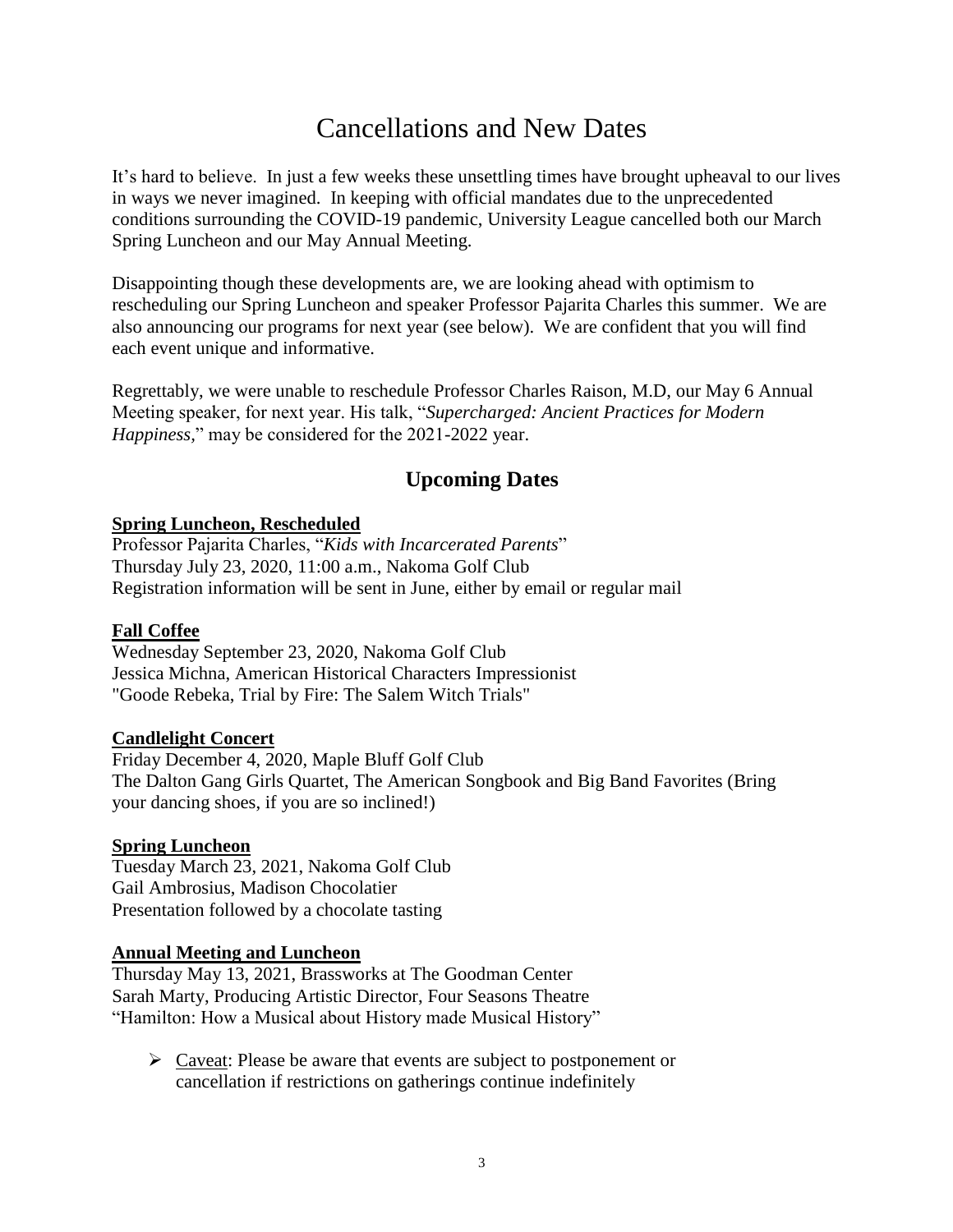# Cancellations and New Dates

It's hard to believe. In just a few weeks these unsettling times have brought upheaval to our lives in ways we never imagined. In keeping with official mandates due to the unprecedented conditions surrounding the COVID-19 pandemic, University League cancelled both our March Spring Luncheon and our May Annual Meeting.

Disappointing though these developments are, we are looking ahead with optimism to rescheduling our Spring Luncheon and speaker Professor Pajarita Charles this summer. We are also announcing our programs for next year (see below). We are confident that you will find each event unique and informative.

Regrettably, we were unable to reschedule Professor Charles Raison, M.D, our May 6 Annual Meeting speaker, for next year. His talk, "*Supercharged: Ancient Practices for Modern Happiness,*" may be considered for the 2021-2022 year.

## Upcoming Dates

**Spring Luncheon, Rescheduled**
Professor Pajarita Charles, "*Kids with Incarcerated Parents*"
Thursday July 23, 2020, 11:00 a.m., Nakoma Golf Club
Registration information will be sent in June, either by email or regular mail

**Fall Coffee**
Wednesday September 23, 2020, Nakoma Golf Club
Jessica Michna, American Historical Characters Impressionist
"Goode Rebeka, Trial by Fire: The Salem Witch Trials"

**Candlelight Concert**
Friday December 4, 2020, Maple Bluff Golf Club
The Dalton Gang Girls Quartet, The American Songbook and Big Band Favorites (Bring your dancing shoes, if you are so inclined!)

**Spring Luncheon**
Tuesday March 23, 2021, Nakoma Golf Club
Gail Ambrosius, Madison Chocolatier
Presentation followed by a chocolate tasting

**Annual Meeting and Luncheon**
Thursday May 13, 2021, Brassworks at The Goodman Center
Sarah Marty, Producing Artistic Director, Four Seasons Theatre
"Hamilton: How a Musical about History made Musical History"

- Caveat: Please be aware that events are subject to postponement or cancellation if restrictions on gatherings continue indefinitely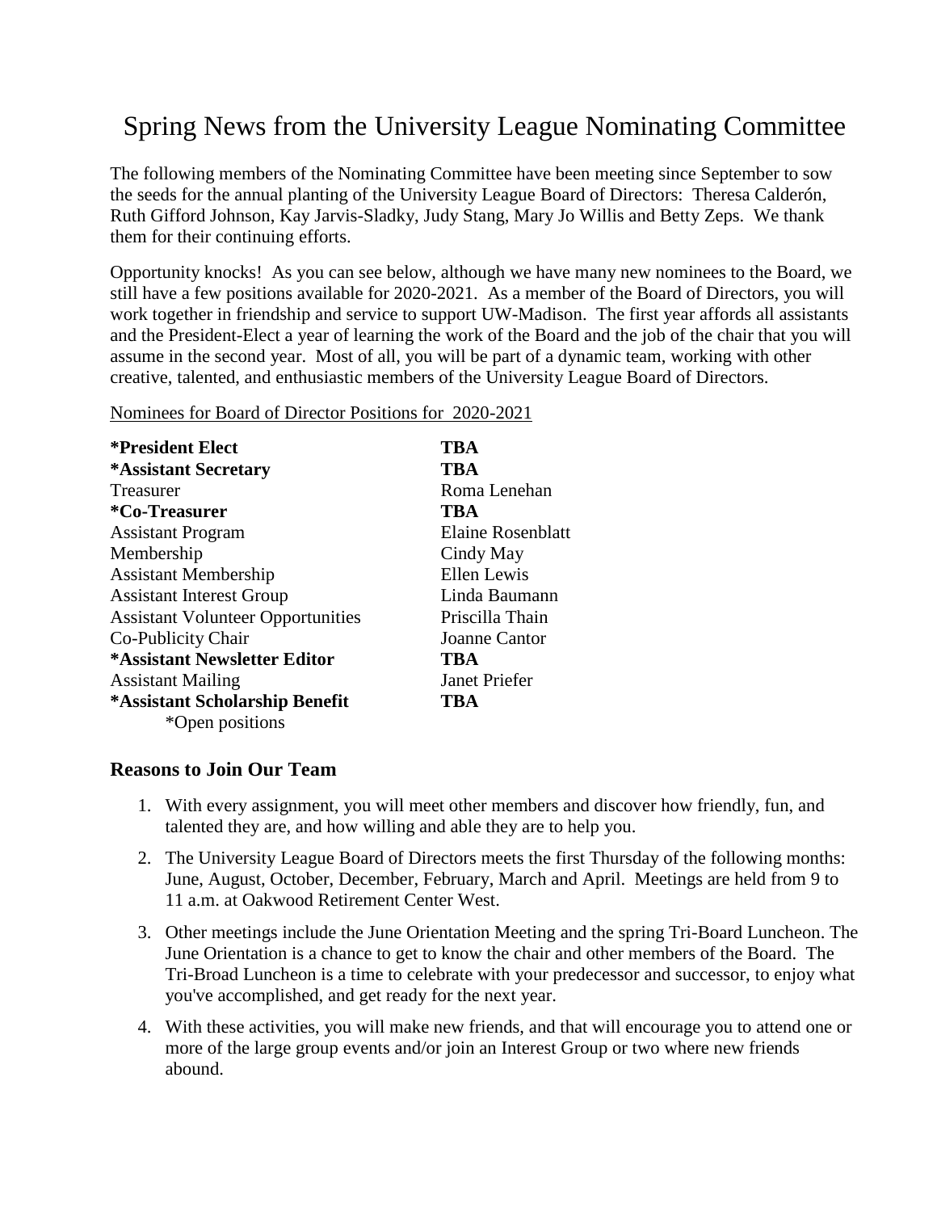# Spring News from the University League Nominating Committee

The following members of the Nominating Committee have been meeting since September to sow the seeds for the annual planting of the University League Board of Directors: Theresa Calderón, Ruth Gifford Johnson, Kay Jarvis-Sladky, Judy Stang, Mary Jo Willis and Betty Zeps. We thank them for their continuing efforts.

Opportunity knocks! As you can see below, although we have many new nominees to the Board, we still have a few positions available for 2020-2021. As a member of the Board of Directors, you will work together in friendship and service to support UW-Madison. The first year affords all assistants and the President-Elect a year of learning the work of the Board and the job of the chair that you will assume in the second year. Most of all, you will be part of a dynamic team, working with other creative, talented, and enthusiastic members of the University League Board of Directors.

<u>Nominees for Board of Director Positions for 2020-2021</u>

| Position | Nominee |
|---|---|
| **\*President Elect** | **TBA** |
| **\*Assistant Secretary** | **TBA** |
| Treasurer | Roma Lenehan |
| **\*Co-Treasurer** | **TBA** |
| Assistant Program | Elaine Rosenblatt |
| Membership | Cindy May |
| Assistant Membership | Ellen Lewis |
| Assistant Interest Group | Linda Baumann |
| Assistant Volunteer Opportunities | Priscilla Thain |
| Co-Publicity Chair | Joanne Cantor |
| **\*Assistant Newsletter Editor** | **TBA** |
| Assistant Mailing | Janet Priefer |
| **\*Assistant Scholarship Benefit** | **TBA** |

*Open positions

### Reasons to Join Our Team

1. With every assignment, you will meet other members and discover how friendly, fun, and talented they are, and how willing and able they are to help you.
2. The University League Board of Directors meets the first Thursday of the following months: June, August, October, December, February, March and April. Meetings are held from 9 to 11 a.m. at Oakwood Retirement Center West.
3. Other meetings include the June Orientation Meeting and the spring Tri-Board Luncheon. The June Orientation is a chance to get to know the chair and other members of the Board. The Tri-Broad Luncheon is a time to celebrate with your predecessor and successor, to enjoy what you've accomplished, and get ready for the next year.
4. With these activities, you will make new friends, and that will encourage you to attend one or more of the large group events and/or join an Interest Group or two where new friends abound.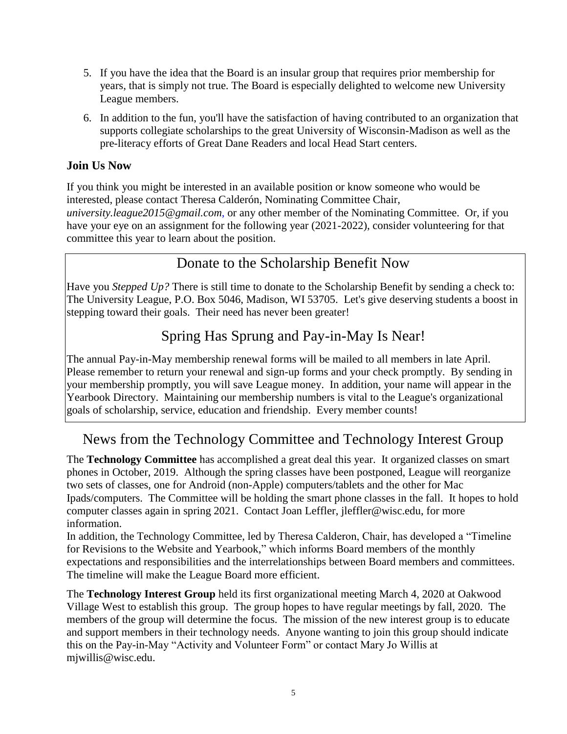5. If you have the idea that the Board is an insular group that requires prior membership for years, that is simply not true. The Board is especially delighted to welcome new University League members.
6. In addition to the fun, you'll have the satisfaction of having contributed to an organization that supports collegiate scholarships to the great University of Wisconsin-Madison as well as the pre-literacy efforts of Great Dane Readers and local Head Start centers.

### Join Us Now

If you think you might be interested in an available position or know someone who would be interested, please contact Theresa Calderón, Nominating Committee Chair, *university.league2015@gmail.com*, or any other member of the Nominating Committee. Or, if you have your eye on an assignment for the following year (2021-2022), consider volunteering for that committee this year to learn about the position.

## Donate to the Scholarship Benefit Now

Have you *Stepped Up?* There is still time to donate to the Scholarship Benefit by sending a check to: The University League, P.O. Box 5046, Madison, WI 53705. Let's give deserving students a boost in stepping toward their goals. Their need has never been greater!

## Spring Has Sprung and Pay-in-May Is Near!

The annual Pay-in-May membership renewal forms will be mailed to all members in late April. Please remember to return your renewal and sign-up forms and your check promptly. By sending in your membership promptly, you will save League money. In addition, your name will appear in the Yearbook Directory. Maintaining our membership numbers is vital to the League's organizational goals of scholarship, service, education and friendship. Every member counts!

## News from the Technology Committee and Technology Interest Group

The **Technology Committee** has accomplished a great deal this year. It organized classes on smart phones in October, 2019. Although the spring classes have been postponed, League will reorganize two sets of classes, one for Android (non-Apple) computers/tablets and the other for Mac Ipads/computers. The Committee will be holding the smart phone classes in the fall. It hopes to hold computer classes again in spring 2021. Contact Joan Leffler, jleffler@wisc.edu, for more information.
In addition, the Technology Committee, led by Theresa Calderon, Chair, has developed a "Timeline for Revisions to the Website and Yearbook," which informs Board members of the monthly expectations and responsibilities and the interrelationships between Board members and committees. The timeline will make the League Board more efficient.

The **Technology Interest Group** held its first organizational meeting March 4, 2020 at Oakwood Village West to establish this group. The group hopes to have regular meetings by fall, 2020. The members of the group will determine the focus. The mission of the new interest group is to educate and support members in their technology needs. Anyone wanting to join this group should indicate this on the Pay-in-May "Activity and Volunteer Form" or contact Mary Jo Willis at mjwillis@wisc.edu.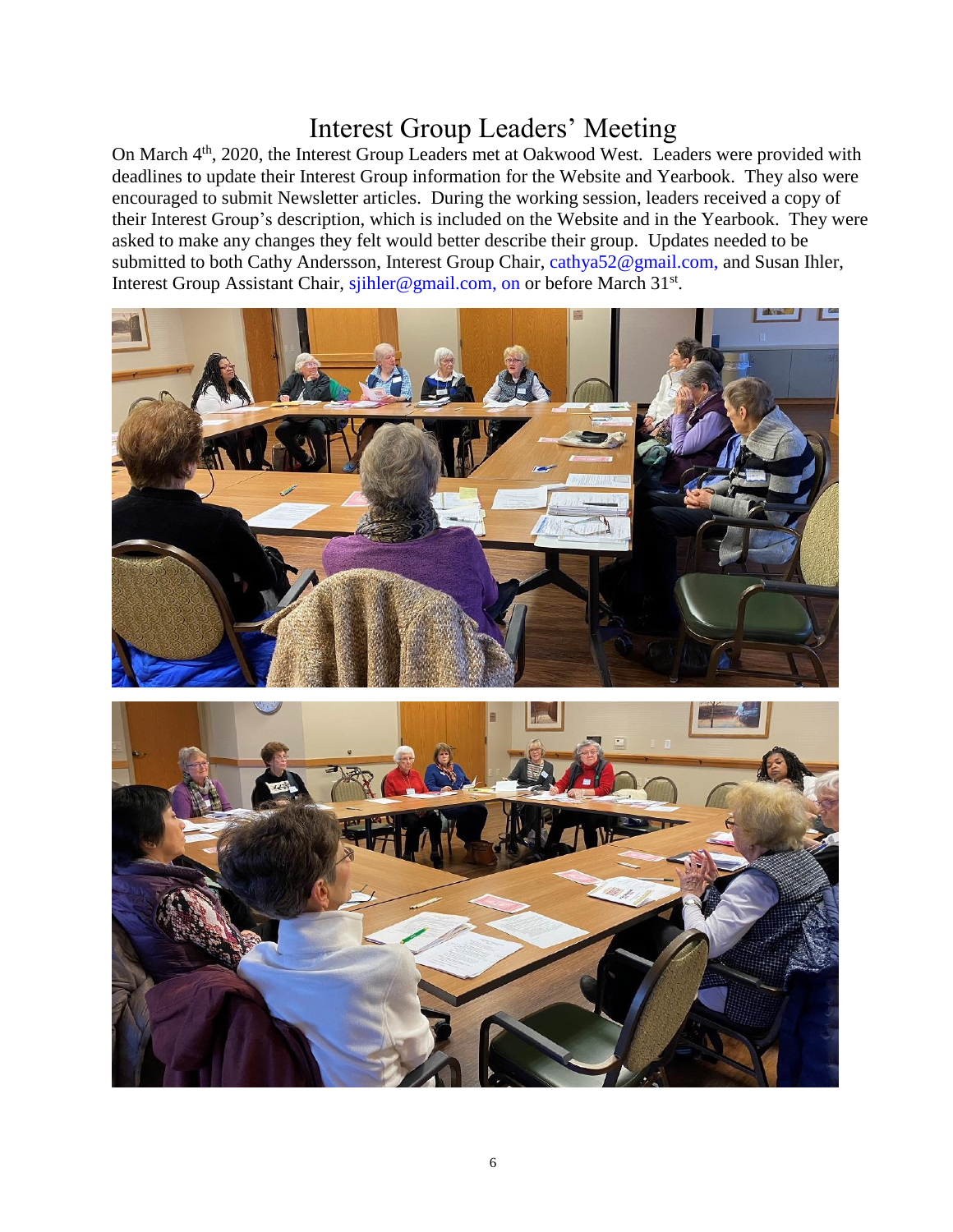# Interest Group Leaders' Meeting

On March 4th, 2020, the Interest Group Leaders met at Oakwood West. Leaders were provided with deadlines to update their Interest Group information for the Website and Yearbook. They also were encouraged to submit Newsletter articles. During the working session, leaders received a copy of their Interest Group's description, which is included on the Website and in the Yearbook. They were asked to make any changes they felt would better describe their group. Updates needed to be submitted to both Cathy Andersson, Interest Group Chair, cathya52@gmail.com, and Susan Ihler, Interest Group Assistant Chair, sjihler@gmail.com, on or before March 31st.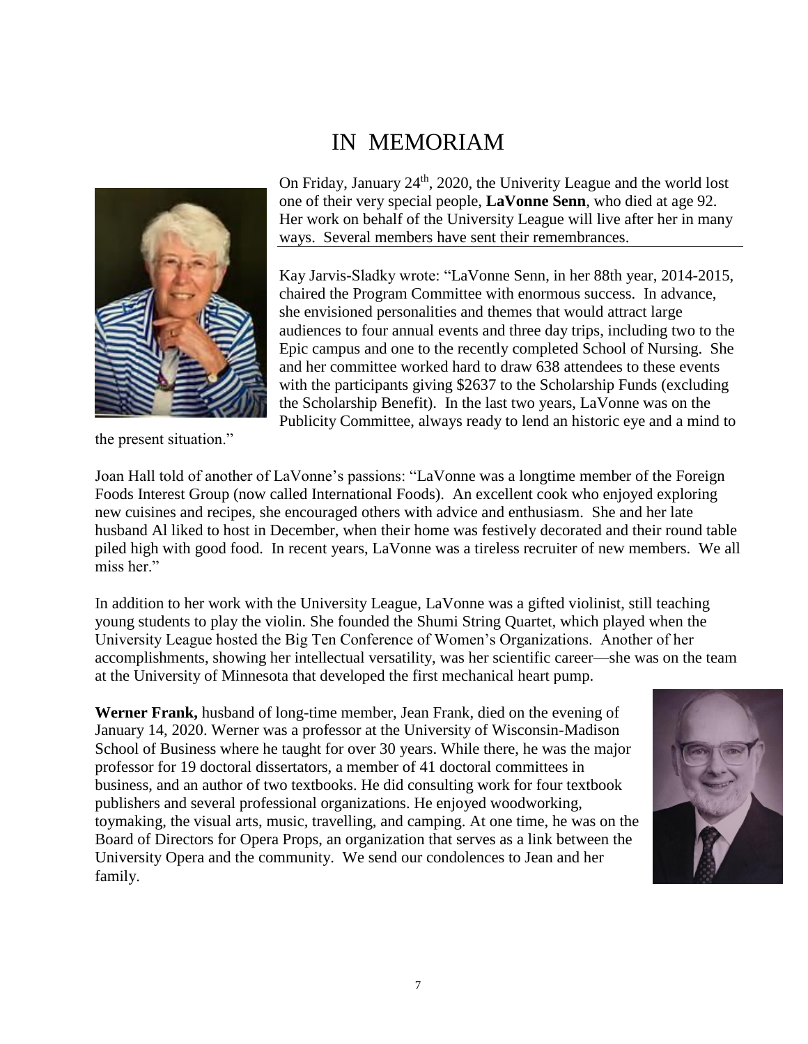# IN MEMORIAM

On Friday, January 24th, 2020, the Univerity League and the world lost one of their very special people, **LaVonne Senn**, who died at age 92. Her work on behalf of the University League will live after her in many ways. Several members have sent their remembrances.

Kay Jarvis-Sladky wrote: "LaVonne Senn, in her 88th year, 2014-2015, chaired the Program Committee with enormous success. In advance, she envisioned personalities and themes that would attract large audiences to four annual events and three day trips, including two to the Epic campus and one to the recently completed School of Nursing. She and her committee worked hard to draw 638 attendees to these events with the participants giving $2637 to the Scholarship Funds (excluding the Scholarship Benefit). In the last two years, LaVonne was on the Publicity Committee, always ready to lend an historic eye and a mind to the present situation."

Joan Hall told of another of LaVonne's passions: "LaVonne was a longtime member of the Foreign Foods Interest Group (now called International Foods). An excellent cook who enjoyed exploring new cuisines and recipes, she encouraged others with advice and enthusiasm. She and her late husband Al liked to host in December, when their home was festively decorated and their round table piled high with good food. In recent years, LaVonne was a tireless recruiter of new members. We all miss her."

In addition to her work with the University League, LaVonne was a gifted violinist, still teaching young students to play the violin. She founded the Shumi String Quartet, which played when the University League hosted the Big Ten Conference of Women's Organizations. Another of her accomplishments, showing her intellectual versatility, was her scientific career—she was on the team at the University of Minnesota that developed the first mechanical heart pump.

**Werner Frank,** husband of long-time member, Jean Frank, died on the evening of January 14, 2020. Werner was a professor at the University of Wisconsin-Madison School of Business where he taught for over 30 years. While there, he was the major professor for 19 doctoral dissertators, a member of 41 doctoral committees in business, and an author of two textbooks. He did consulting work for four textbook publishers and several professional organizations. He enjoyed woodworking, toymaking, the visual arts, music, travelling, and camping. At one time, he was on the Board of Directors for Opera Props, an organization that serves as a link between the University Opera and the community. We send our condolences to Jean and her family.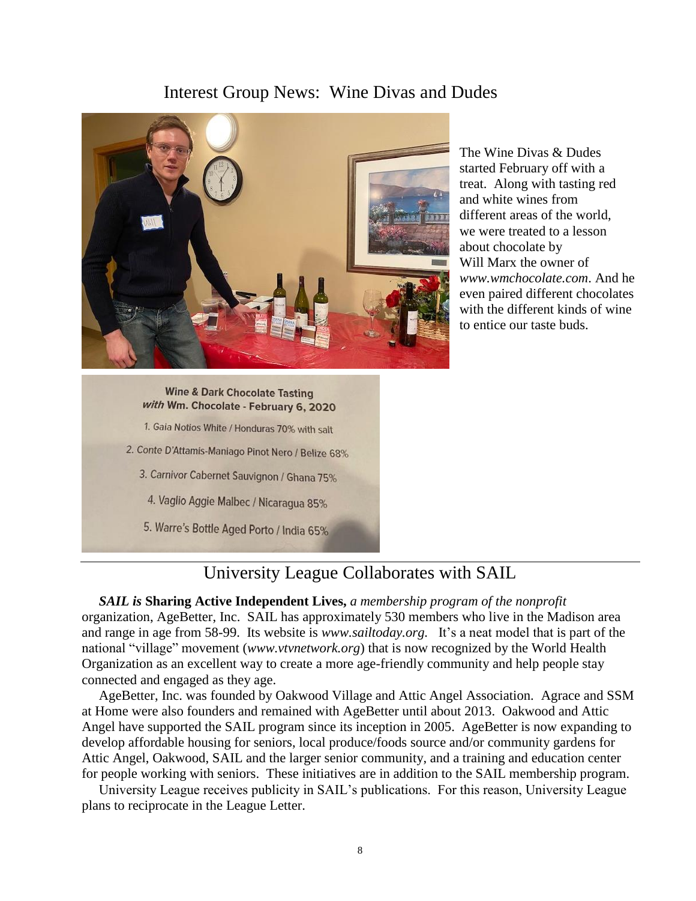## Interest Group News: Wine Divas and Dudes

The Wine Divas & Dudes started February off with a treat. Along with tasting red and white wines from different areas of the world, we were treated to a lesson about chocolate by Will Marx the owner of *www.wmchocolate.com*. And he even paired different chocolates with the different kinds of wine to entice our taste buds.

**Wine & Dark Chocolate Tasting**
***with* Wm. Chocolate - February 6, 2020**

1. Gaia Notios White / Honduras 70% with salt
2. Conte D'Attamis-Maniago Pinot Nero / Belize 68%
3. Carnivor Cabernet Sauvignon / Ghana 75%
4. Vaglio Aggie Malbec / Nicaragua 85%
5. Warre's Bottle Aged Porto / India 65%

---

## University League Collaborates with SAIL

***SAIL is* Sharing Active Independent Lives,** *a membership program of the nonprofit* organization, AgeBetter, Inc. SAIL has approximately 530 members who live in the Madison area and range in age from 58-99. Its website is *www.sailtoday.org.* It's a neat model that is part of the national "village" movement (*www.vtvnetwork.org*) that is now recognized by the World Health Organization as an excellent way to create a more age-friendly community and help people stay connected and engaged as they age.

AgeBetter, Inc. was founded by Oakwood Village and Attic Angel Association. Agrace and SSM at Home were also founders and remained with AgeBetter until about 2013. Oakwood and Attic Angel have supported the SAIL program since its inception in 2005. AgeBetter is now expanding to develop affordable housing for seniors, local produce/foods source and/or community gardens for Attic Angel, Oakwood, SAIL and the larger senior community, and a training and education center for people working with seniors. These initiatives are in addition to the SAIL membership program.

University League receives publicity in SAIL's publications. For this reason, University League plans to reciprocate in the League Letter.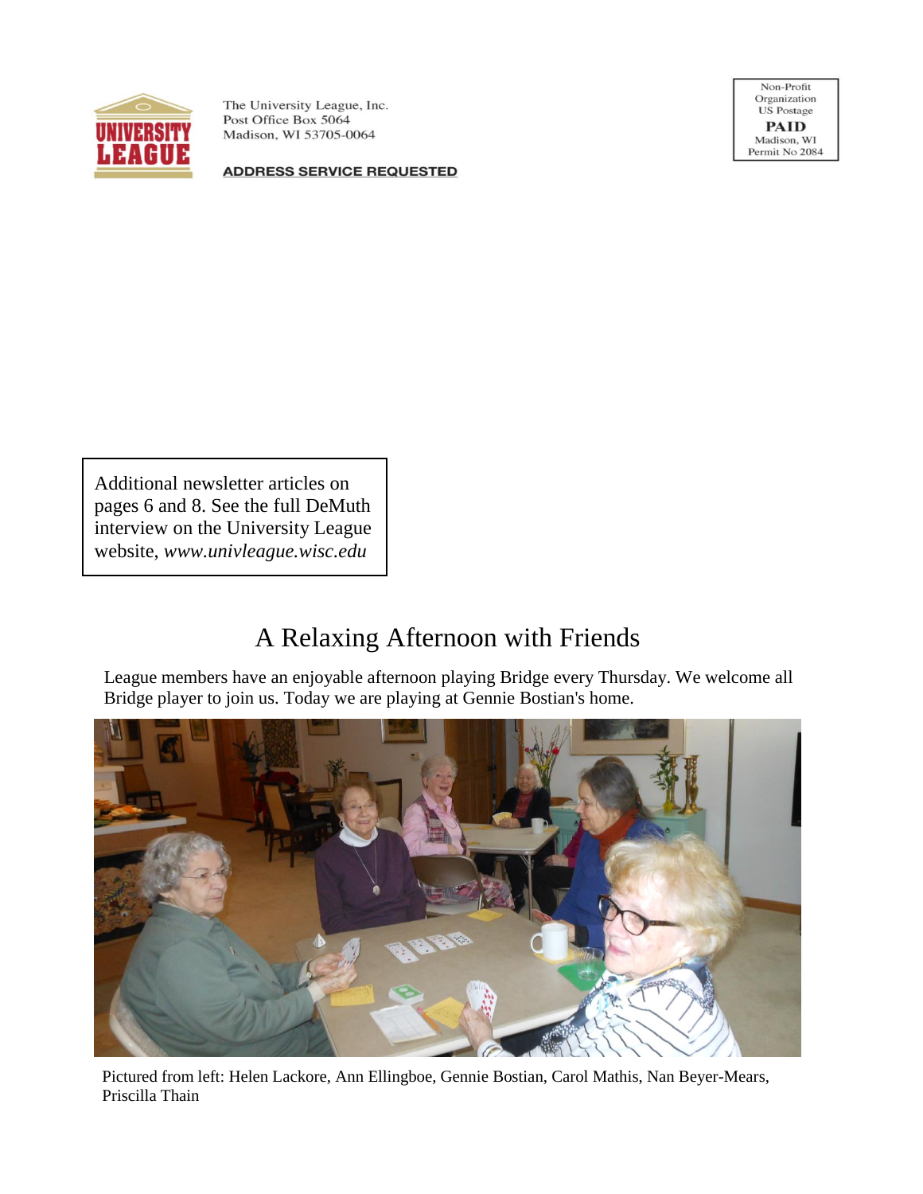UNIVERSITY LEAGUE

The University League, Inc.
Post Office Box 5064
Madison, WI 53705-0064

**ADDRESS SERVICE REQUESTED**

Non-Profit
Organization
US Postage
**PAID**
Madison, WI
Permit No 2084

Additional newsletter articles on pages 6 and 8. See the full DeMuth interview on the University League website, *www.univleague.wisc.edu*

# A Relaxing Afternoon with Friends

League members have an enjoyable afternoon playing Bridge every Thursday. We welcome all Bridge player to join us. Today we are playing at Gennie Bostian's home.

Pictured from left: Helen Lackore, Ann Ellingboe, Gennie Bostian, Carol Mathis, Nan Beyer-Mears, Priscilla Thain